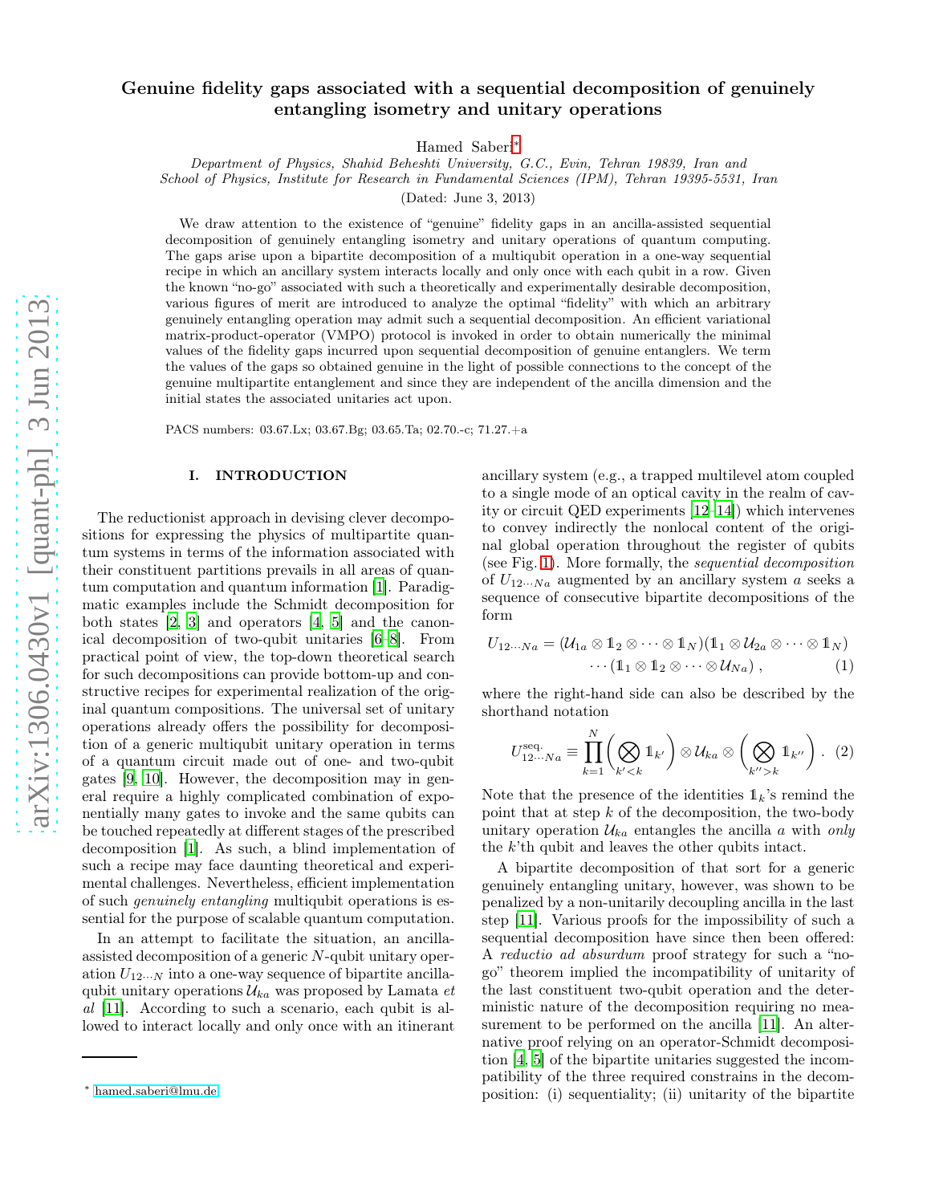# Genuine fidelity gaps associated with a sequential decomposition of genuinely entangling isometry and unitary operations

Hamed Saberi*

*Department of Physics, Shahid Beheshti University, G.C., Evin, Tehran 19839, Iran and*
*School of Physics, Institute for Research in Fundamental Sciences (IPM), Tehran 19395-5531, Iran*

(Dated: June 3, 2013)

We draw attention to the existence of "genuine" fidelity gaps in an ancilla-assisted sequential decomposition of genuinely entangling isometry and unitary operations of quantum computing. The gaps arise upon a bipartite decomposition of a multiqubit operation in a one-way sequential recipe in which an ancillary system interacts locally and only once with each qubit in a row. Given the known "no-go" associated with such a theoretically and experimentally desirable decomposition, various figures of merit are introduced to analyze the optimal "fidelity" with which an arbitrary genuinely entangling operation may admit such a sequential decomposition. An efficient variational matrix-product-operator (VMPO) protocol is invoked in order to obtain numerically the minimal values of the fidelity gaps incurred upon sequential decomposition of genuine entanglers. We term the values of the gaps so obtained genuine in the light of possible connections to the concept of the genuine multipartite entanglement and since they are independent of the ancilla dimension and the initial states the associated unitaries act upon.

PACS numbers: 03.67.Lx; 03.67.Bg; 03.65.Ta; 02.70.-c; 71.27.+a

## I. INTRODUCTION

The reductionist approach in devising clever decompositions for expressing the physics of multipartite quantum systems in terms of the information associated with their constituent partitions prevails in all areas of quantum computation and quantum information [1]. Paradigmatic examples include the Schmidt decomposition for both states [2, 3] and operators [4, 5] and the canonical decomposition of two-qubit unitaries [6–8]. From practical point of view, the top-down theoretical search for such decompositions can provide bottom-up and constructive recipes for experimental realization of the original quantum compositions. The universal set of unitary operations already offers the possibility for decomposition of a generic multiqubit unitary operation in terms of a quantum circuit made out of one- and two-qubit gates [9, 10]. However, the decomposition may in general require a highly complicated combination of exponentially many gates to invoke and the same qubits can be touched repeatedly at different stages of the prescribed decomposition [1]. As such, a blind implementation of such a recipe may face daunting theoretical and experimental challenges. Nevertheless, efficient implementation of such *genuinely entangling* multiqubit operations is essential for the purpose of scalable quantum computation.

In an attempt to facilitate the situation, an ancilla-assisted decomposition of a generic $N$-qubit unitary operation $U_{12\cdots N}$ into a one-way sequence of bipartite ancilla-qubit unitary operations $\mathcal{U}_{ka}$ was proposed by Lamata *et al* [11]. According to such a scenario, each qubit is allowed to interact locally and only once with an itinerant ancillary system (e.g., a trapped multilevel atom coupled to a single mode of an optical cavity in the realm of cavity or circuit QED experiments [12–14]) which intervenes to convey indirectly the nonlocal content of the original global operation throughout the register of qubits (see Fig. 1). More formally, the *sequential decomposition* of $U_{12\cdots Na}$ augmented by an ancillary system $a$ seeks a sequence of consecutive bipartite decompositions of the form

$$U_{12\cdots Na} = (\mathcal{U}_{1a} \otimes \mathbb{1}_2 \otimes \cdots \otimes \mathbb{1}_N)(\mathbb{1}_1 \otimes \mathcal{U}_{2a} \otimes \cdots \otimes \mathbb{1}_N) \cdots (\mathbb{1}_1 \otimes \mathbb{1}_2 \otimes \cdots \otimes \mathcal{U}_{Na}) \, , \quad (1)$$

where the right-hand side can also be described by the shorthand notation

$$U^{\text{seq.}}_{12\cdots Na} \equiv \prod_{k=1}^{N} \left( \bigotimes_{k'<k} \mathbb{1}_{k'} \right) \otimes \mathcal{U}_{ka} \otimes \left( \bigotimes_{k''>k} \mathbb{1}_{k''} \right) . \quad (2)$$

Note that the presence of the identities $\mathbb{1}_k$'s remind the point that at step $k$ of the decomposition, the two-body unitary operation $\mathcal{U}_{ka}$ entangles the ancilla $a$ with *only* the $k$'th qubit and leaves the other qubits intact.

A bipartite decomposition of that sort for a generic genuinely entangling unitary, however, was shown to be penalized by a non-unitarily decoupling ancilla in the last step [11]. Various proofs for the impossibility of such a sequential decomposition have since then been offered: A *reductio ad absurdum* proof strategy for such a "no-go" theorem implied the incompatibility of unitarity of the last constituent two-qubit operation and the deterministic nature of the decomposition requiring no measurement to be performed on the ancilla [11]. An alternative proof relying on an operator-Schmidt decomposition [4, 5] of the bipartite unitaries suggested the incompatibility of the three required constrains in the decomposition: (i) sequentiality; (ii) unitarity of the bipartite

* hamed.saberi@lmu.de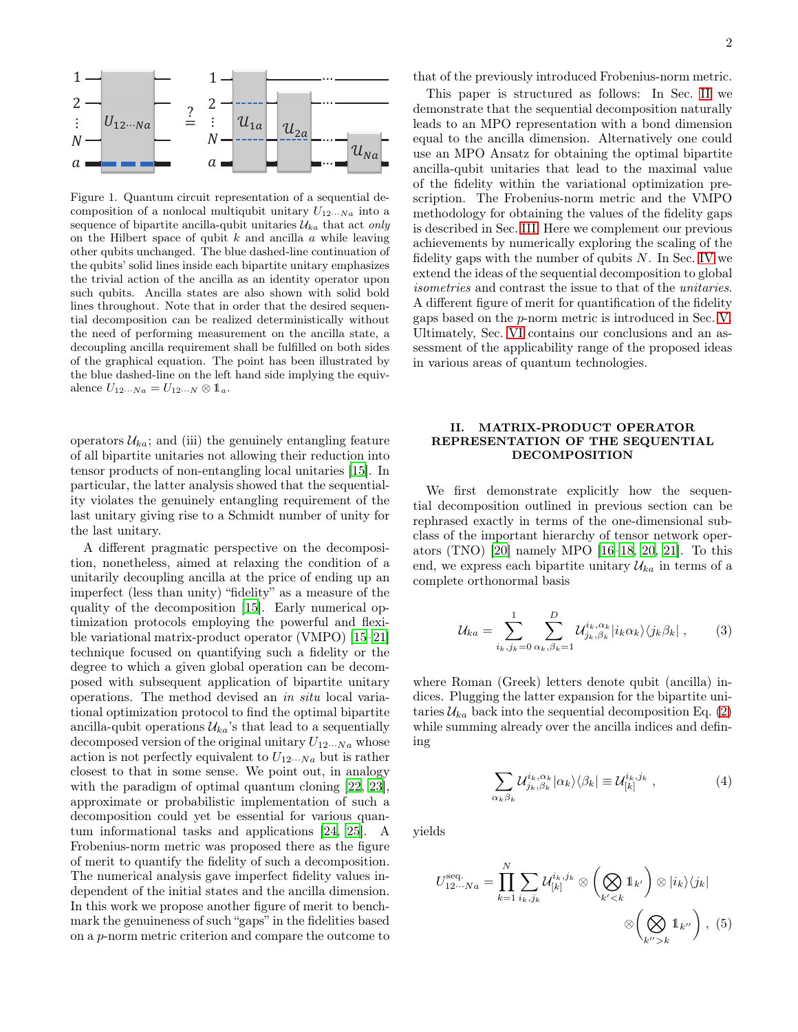Figure 1. Quantum circuit representation of a sequential decomposition of a nonlocal multiqubit unitary $U_{12\cdots Na}$ into a sequence of bipartite ancilla-qubit unitaries $\mathcal{U}_{ka}$ that act *only* on the Hilbert space of qubit $k$ and ancilla $a$ while leaving other qubits unchanged. The blue dashed-line continuation of the qubits' solid lines inside each bipartite unitary emphasizes the trivial action of the ancilla as an identity operator upon such qubits. Ancilla states are also shown with solid bold lines throughout. Note that in order that the desired sequential decomposition can be realized deterministically without the need of performing measurement on the ancilla state, a decoupling ancilla requirement shall be fulfilled on both sides of the graphical equation. The point has been illustrated by the blue dashed-line on the left hand side implying the equivalence $U_{12\cdots Na} = U_{12\cdots N} \otimes \mathbb{1}_a$.

operators $\mathcal{U}_{ka}$; and (iii) the genuinely entangling feature of all bipartite unitaries not allowing their reduction into tensor products of non-entangling local unitaries [15]. In particular, the latter analysis showed that the sequentiality violates the genuinely entangling requirement of the last unitary giving rise to a Schmidt number of unity for the last unitary.

A different pragmatic perspective on the decomposition, nonetheless, aimed at relaxing the condition of a unitarily decoupling ancilla at the price of ending up an imperfect (less than unity) "fidelity" as a measure of the quality of the decomposition [15]. Early numerical optimization protocols employing the powerful and flexible variational matrix-product operator (VMPO) [15–21] technique focused on quantifying such a fidelity or the degree to which a given global operation can be decomposed with subsequent application of bipartite unitary operations. The method devised an *in situ* local variational optimization protocol to find the optimal bipartite ancilla-qubit operations $\mathcal{U}_{ka}$'s that lead to a sequentially decomposed version of the original unitary $U_{12\cdots Na}$ whose action is not perfectly equivalent to $U_{12\cdots Na}$ but is rather closest to that in some sense. We point out, in analogy with the paradigm of optimal quantum cloning [22, 23], approximate or probabilistic implementation of such a decomposition could yet be essential for various quantum informational tasks and applications [24, 25]. A Frobenius-norm metric was proposed there as the figure of merit to quantify the fidelity of such a decomposition. The numerical analysis gave imperfect fidelity values independent of the initial states and the ancilla dimension. In this work we propose another figure of merit to benchmark the genuineness of such "gaps" in the fidelities based on a $p$-norm metric criterion and compare the outcome to that of the previously introduced Frobenius-norm metric.

This paper is structured as follows: In Sec. II we demonstrate that the sequential decomposition naturally leads to an MPO representation with a bond dimension equal to the ancilla dimension. Alternatively one could use an MPO Ansatz for obtaining the optimal bipartite ancilla-qubit unitaries that lead to the maximal value of the fidelity within the variational optimization prescription. The Frobenius-norm metric and the VMPO methodology for obtaining the values of the fidelity gaps is described in Sec. III. Here we complement our previous achievements by numerically exploring the scaling of the fidelity gaps with the number of qubits $N$. In Sec. IV we extend the ideas of the sequential decomposition to global *isometries* and contrast the issue to that of the *unitaries*. A different figure of merit for quantification of the fidelity gaps based on the $p$-norm metric is introduced in Sec. V. Ultimately, Sec. VI contains our conclusions and an assessment of the applicability range of the proposed ideas in various areas of quantum technologies.

## II. MATRIX-PRODUCT OPERATOR REPRESENTATION OF THE SEQUENTIAL DECOMPOSITION

We first demonstrate explicitly how the sequential decomposition outlined in previous section can be rephrased exactly in terms of the one-dimensional subclass of the important hierarchy of tensor network operators (TNO) [20] namely MPO [16–18, 20, 21]. To this end, we express each bipartite unitary $\mathcal{U}_{ka}$ in terms of a complete orthonormal basis

$$\mathcal{U}_{ka} = \sum_{i_k, j_k=0}^{1} \sum_{\alpha_k, \beta_k=1}^{D} \mathcal{U}_{j_k,\beta_k}^{i_k,\alpha_k} |i_k \alpha_k\rangle\langle j_k \beta_k| \,, \tag{3}$$

where Roman (Greek) letters denote qubit (ancilla) indices. Plugging the latter expansion for the bipartite unitaries $\mathcal{U}_{ka}$ back into the sequential decomposition Eq. (2) while summing already over the ancilla indices and defining

$$\sum_{\alpha_k \beta_k} \mathcal{U}_{j_k,\beta_k}^{i_k,\alpha_k} |\alpha_k\rangle\langle\beta_k| \equiv \mathcal{U}_{[k]}^{i_k,j_k} \,, \tag{4}$$

yields

$$U_{12\cdots Na}^{\text{seq.}} = \prod_{k=1}^{N} \sum_{i_k, j_k} \mathcal{U}_{[k]}^{i_k,j_k} \otimes \left( \bigotimes_{k'<k} \mathbb{1}_{k'} \right) \otimes |i_k\rangle\langle j_k| \otimes \left( \bigotimes_{k''>k} \mathbb{1}_{k''} \right) \,, \tag{5}$$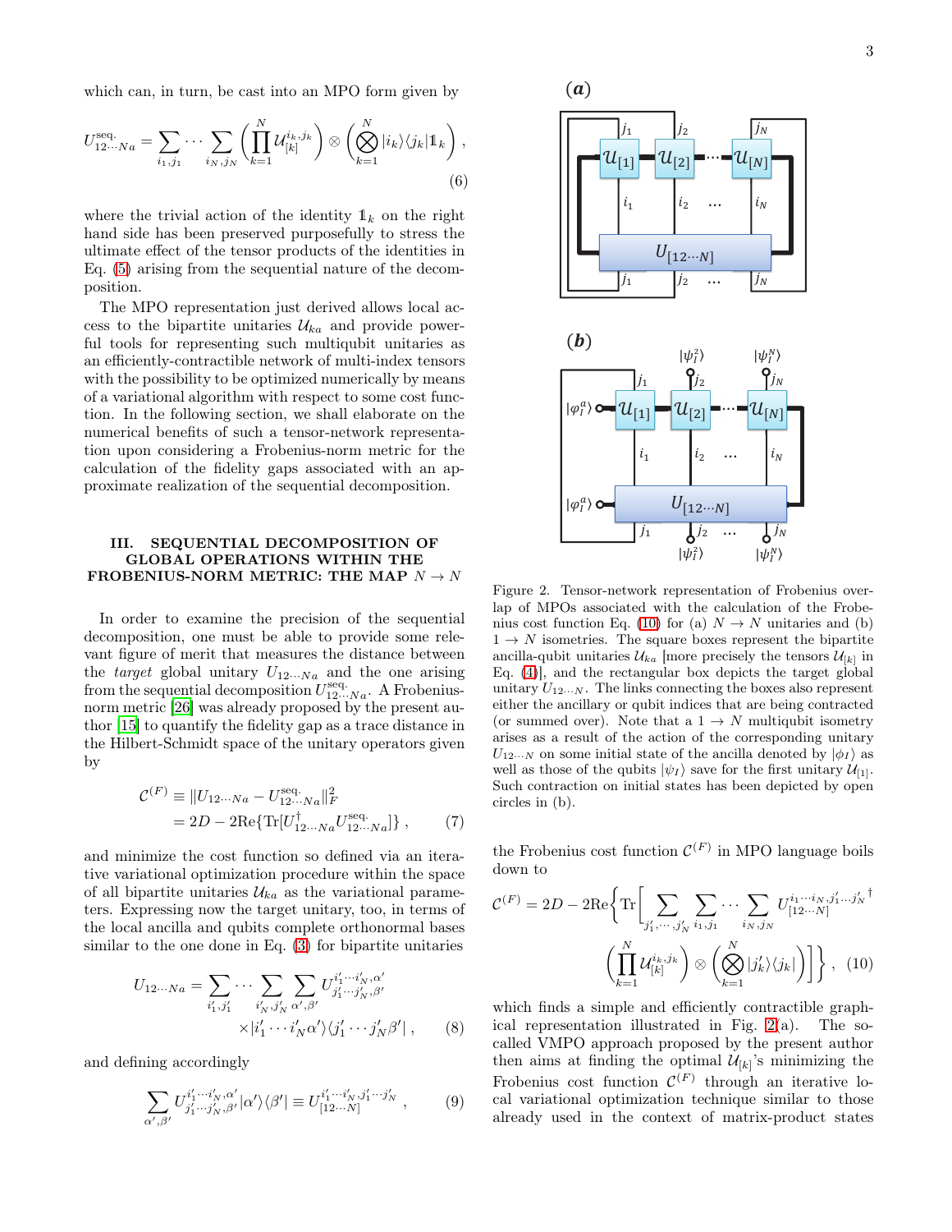which can, in turn, be cast into an MPO form given by

$$U^{\text{seq.}}_{12\cdots Na} = \sum_{i_1,j_1} \cdots \sum_{i_N,j_N} \left( \prod_{k=1}^{N} \mathcal{U}^{i_k,j_k}_{[k]} \right) \otimes \left( \bigotimes_{k=1}^{N} |i_k\rangle\langle j_k| \mathbb{1}_k \right) , \tag{6}$$

where the trivial action of the identity $\mathbb{1}_k$ on the right hand side has been preserved purposefully to stress the ultimate effect of the tensor products of the identities in Eq. (5) arising from the sequential nature of the decomposition.

The MPO representation just derived allows local access to the bipartite unitaries $\mathcal{U}_{ka}$ and provide powerful tools for representing such multiqubit unitaries as an efficiently-contractible network of multi-index tensors with the possibility to be optimized numerically by means of a variational algorithm with respect to some cost function. In the following section, we shall elaborate on the numerical benefits of such a tensor-network representation upon considering a Frobenius-norm metric for the calculation of the fidelity gaps associated with an approximate realization of the sequential decomposition.

## III. SEQUENTIAL DECOMPOSITION OF GLOBAL OPERATIONS WITHIN THE FROBENIUS-NORM METRIC: THE MAP $N \to N$

In order to examine the precision of the sequential decomposition, one must be able to provide some relevant figure of merit that measures the distance between the *target* global unitary $U_{12\cdots Na}$ and the one arising from the sequential decomposition $U^{\text{seq.}}_{12\cdots Na}$. A Frobenius-norm metric [26] was already proposed by the present author [15] to quantify the fidelity gap as a trace distance in the Hilbert-Schmidt space of the unitary operators given by

$$\begin{aligned} \mathcal{C}^{(F)} &\equiv \| U_{12\cdots Na} - U^{\text{seq.}}_{12\cdots Na} \|^2_F \\ &= 2D - 2\text{Re}\{\text{Tr}[U^{\dagger}_{12\cdots Na} U^{\text{seq.}}_{12\cdots Na}]\} , \end{aligned} \tag{7}$$

and minimize the cost function so defined via an iterative variational optimization procedure within the space of all bipartite unitaries $\mathcal{U}_{ka}$ as the variational parameters. Expressing now the target unitary, too, in terms of the local ancilla and qubits complete orthonormal bases similar to the one done in Eq. (3) for bipartite unitaries

$$U_{12\cdots Na} = \sum_{i'_1,j'_1} \cdots \sum_{i'_N,j'_N} \sum_{\alpha',\beta'} U^{i'_1\cdots i'_N,\alpha'}_{j'_1\cdots j'_N,\beta'} \times |i'_1 \cdots i'_N \alpha'\rangle\langle j'_1 \cdots j'_N \beta'| , \tag{8}$$

and defining accordingly

$$\sum_{\alpha',\beta'} U^{i'_1\cdots i'_N,\alpha'}_{j'_1\cdots j'_N,\beta'} |\alpha'\rangle\langle\beta'| \equiv U^{i'_1\cdots i'_N,j'_1\cdots j'_N}_{[12\cdots N]} , \tag{9}$$

Figure 2. Tensor-network representation of Frobenius overlap of MPOs associated with the calculation of the Frobenius cost function Eq. (10) for (a) $N \to N$ unitaries and (b) $1 \to N$ isometries. The square boxes represent the bipartite ancilla-qubit unitaries $\mathcal{U}_{ka}$ [more precisely the tensors $\mathcal{U}_{[k]}$ in Eq. (4)], and the rectangular box depicts the target global unitary $U_{12\cdots N}$. The links connecting the boxes also represent either the ancillary or qubit indices that are being contracted (or summed over). Note that a $1 \to N$ multiqubit isometry arises as a result of the action of the corresponding unitary $U_{12\cdots N}$ on some initial state of the ancilla denoted by $|\phi_I\rangle$ as well as those of the qubits $|\psi_I\rangle$ save for the first unitary $\mathcal{U}_{[1]}$. Such contraction on initial states has been depicted by open circles in (b).

the Frobenius cost function $\mathcal{C}^{(F)}$ in MPO language boils down to

$$\mathcal{C}^{(F)} = 2D - 2\text{Re}\Bigg\{ \text{Tr}\Bigg[ \sum_{j'_1,\cdots,j'_N} \sum_{i_1,j_1} \cdots \sum_{i_N,j_N} U^{i_1\cdots i_N,j'_1\cdots j'_N \dagger}_{[12\cdots N]} \left( \prod_{k=1}^{N} \mathcal{U}^{i_k,j_k}_{[k]} \right) \otimes \left( \bigotimes_{k=1}^{N} |j'_k\rangle\langle j_k| \right) \Bigg] \Bigg\} , \tag{10}$$

which finds a simple and efficiently contractible graphical representation illustrated in Fig. 2(a). The so-called VMPO approach proposed by the present author then aims at finding the optimal $\mathcal{U}_{[k]}$'s minimizing the Frobenius cost function $\mathcal{C}^{(F)}$ through an iterative local variational optimization technique similar to those already used in the context of matrix-product states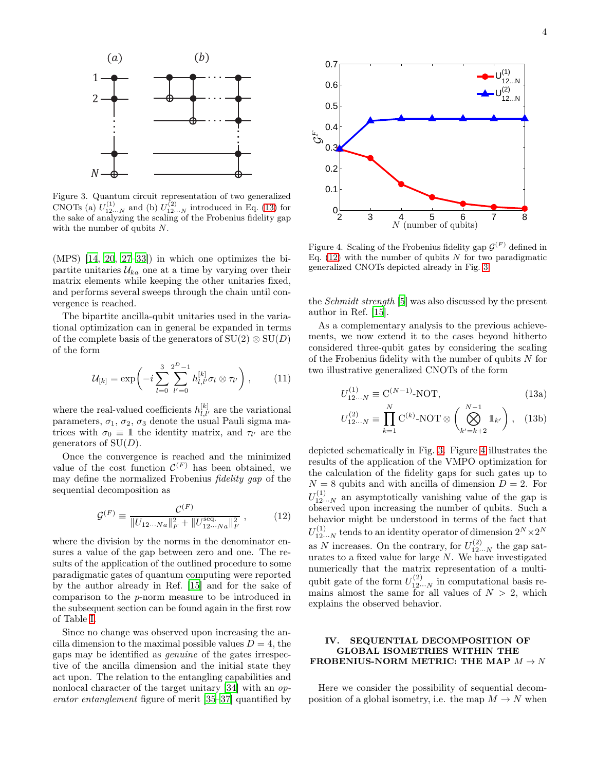Figure 3. Quantum circuit representation of two generalized CNOTs (a) $U^{(1)}_{12\cdots N}$ and (b) $U^{(2)}_{12\cdots N}$ introduced in Eq. (13) for the sake of analyzing the scaling of the Frobenius fidelity gap with the number of qubits $N$.

(MPS) [14, 20, 27–33]) in which one optimizes the bipartite unitaries $\mathcal{U}_{ka}$ one at a time by varying over their matrix elements while keeping the other unitaries fixed, and performs several sweeps through the chain until convergence is reached.

The bipartite ancilla-qubit unitaries used in the variational optimization can in general be expanded in terms of the complete basis of the generators of $\mathrm{SU}(2) \otimes \mathrm{SU}(D)$ of the form

$$\mathcal{U}_{[k]} = \exp\left(-i \sum_{l=0}^{3} \sum_{l'=0}^{2^D-1} h^{[k]}_{l,l'} \sigma_l \otimes \tau_{l'}\right) , \tag{11}$$

where the real-valued coefficients $h^{[k]}_{l,l'}$ are the variational parameters, $\sigma_1$, $\sigma_2$, $\sigma_3$ denote the usual Pauli sigma matrices with $\sigma_0 \equiv \mathbb{1}$ the identity matrix, and $\tau_{l'}$ are the generators of $\mathrm{SU}(D)$.

Once the convergence is reached and the minimized value of the cost function $\mathcal{C}^{(F)}$ has been obtained, we may define the normalized Frobenius *fidelity gap* of the sequential decomposition as

$$\mathcal{G}^{(F)} \equiv \frac{\mathcal{C}^{(F)}}{\|U_{12\cdots Na}\|_F^2 + \|U^{\text{seq.}}_{12\cdots Na}\|_F^2} , \tag{12}$$

where the division by the norms in the denominator ensures a value of the gap between zero and one. The results of the application of the outlined procedure to some paradigmatic gates of quantum computing were reported by the author already in Ref. [15] and for the sake of comparison to the $p$-norm measure to be introduced in the subsequent section can be found again in the first row of Table I.

Since no change was observed upon increasing the ancilla dimension to the maximal possible values $D = 4$, the gaps may be identified as *genuine* of the gates irrespective of the ancilla dimension and the initial state they act upon. The relation to the entangling capabilities and nonlocal character of the target unitary [34] with an *operator entanglement* figure of merit [35–37] quantified by the *Schmidt strength* [5] was also discussed by the present author in Ref. [15].

Figure 4. Scaling of the Frobenius fidelity gap $\mathcal{G}^{(F)}$ defined in Eq. (12) with the number of qubits $N$ for two paradigmatic generalized CNOTs depicted already in Fig. 3.

As a complementary analysis to the previous achievements, we now extend it to the cases beyond hitherto considered three-qubit gates by considering the scaling of the Frobenius fidelity with the number of qubits $N$ for two illustrative generalized CNOTs of the form

$$U^{(1)}_{12\cdots N} \equiv \mathrm{C}^{(N-1)}\text{-NOT}, \tag{13a}$$

$$U^{(2)}_{12\cdots N} \equiv \prod_{k=1}^{N} \mathrm{C}^{(k)}\text{-NOT} \otimes \left(\bigotimes_{k'=k+2}^{N-1} \mathbb{1}_{k'}\right) , \tag{13b}$$

depicted schematically in Fig. 3. Figure 4 illustrates the results of the application of the VMPO optimization for the calculation of the fidelity gaps for such gates up to $N = 8$ qubits and with ancilla of dimension $D = 2$. For $U^{(1)}_{12\cdots N}$ an asymptotically vanishing value of the gap is observed upon increasing the number of qubits. Such a behavior might be understood in terms of the fact that $U^{(1)}_{12\cdots N}$ tends to an identity operator of dimension $2^N \times 2^N$ as $N$ increases. On the contrary, for $U^{(2)}_{12\cdots N}$ the gap saturates to a fixed value for large $N$. We have investigated numerically that the matrix representation of a multi-qubit gate of the form $U^{(2)}_{12\cdots N}$ in computational basis remains almost the same for all values of $N > 2$, which explains the observed behavior.

## IV. SEQUENTIAL DECOMPOSITION OF GLOBAL ISOMETRIES WITHIN THE FROBENIUS-NORM METRIC: THE MAP $M \to N$

Here we consider the possibility of sequential decomposition of a global isometry, i.e. the map $M \to N$ when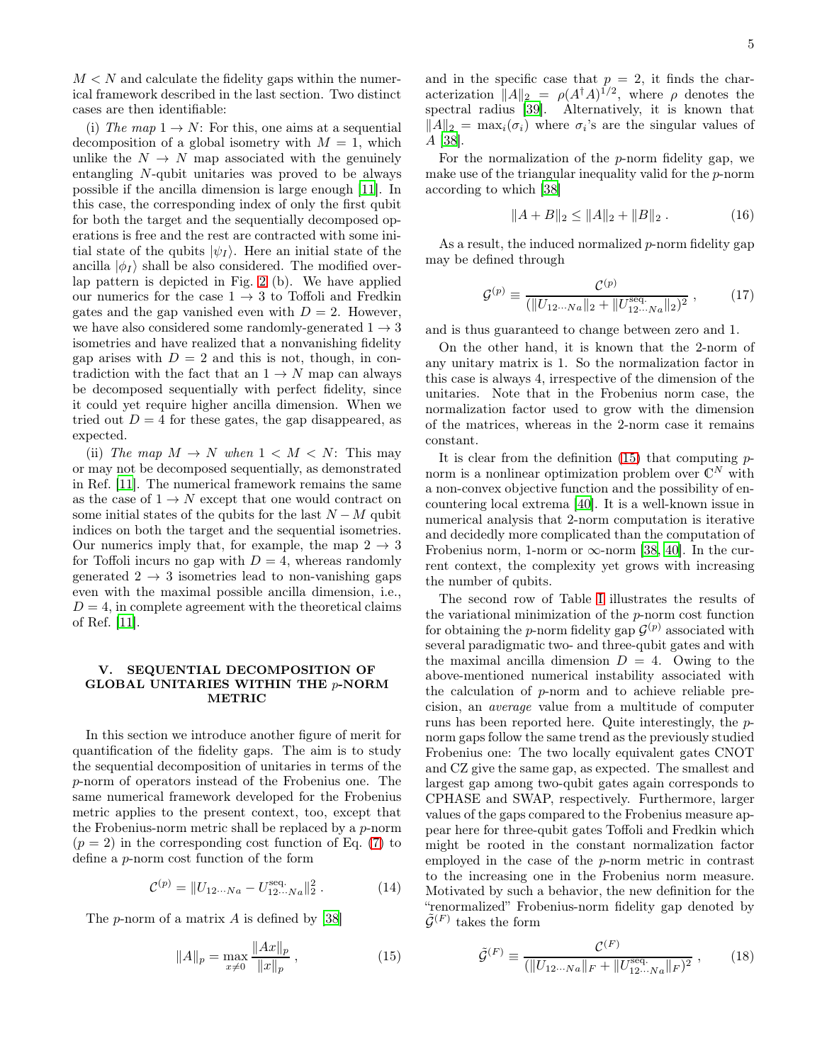$M < N$ and calculate the fidelity gaps within the numerical framework described in the last section. Two distinct cases are then identifiable:

(i) *The map* $1 \to N$: For this, one aims at a sequential decomposition of a global isometry with $M = 1$, which unlike the $N \to N$ map associated with the genuinely entangling $N$-qubit unitaries was proved to be always possible if the ancilla dimension is large enough [11]. In this case, the corresponding index of only the first qubit for both the target and the sequentially decomposed operations is free and the rest are contracted with some initial state of the qubits $|\psi_I\rangle$. Here an initial state of the ancilla $|\phi_I\rangle$ shall be also considered. The modified overlap pattern is depicted in Fig. 2 (b). We have applied our numerics for the case $1 \to 3$ to Toffoli and Fredkin gates and the gap vanished even with $D = 2$. However, we have also considered some randomly-generated $1 \to 3$ isometries and have realized that a nonvanishing fidelity gap arises with $D = 2$ and this is not, though, in contradiction with the fact that an $1 \to N$ map can always be decomposed sequentially with perfect fidelity, since it could yet require higher ancilla dimension. When we tried out $D = 4$ for these gates, the gap disappeared, as expected.

(ii) *The map* $M \to N$ *when* $1 < M < N$: This may or may not be decomposed sequentially, as demonstrated in Ref. [11]. The numerical framework remains the same as the case of $1 \to N$ except that one would contract on some initial states of the qubits for the last $N - M$ qubit indices on both the target and the sequential isometries. Our numerics imply that, for example, the map $2 \to 3$ for Toffoli incurs no gap with $D = 4$, whereas randomly generated $2 \to 3$ isometries lead to non-vanishing gaps even with the maximal possible ancilla dimension, i.e., $D = 4$, in complete agreement with the theoretical claims of Ref. [11].

## V. SEQUENTIAL DECOMPOSITION OF GLOBAL UNITARIES WITHIN THE $p$-NORM METRIC

In this section we introduce another figure of merit for quantification of the fidelity gaps. The aim is to study the sequential decomposition of unitaries in terms of the $p$-norm of operators instead of the Frobenius one. The same numerical framework developed for the Frobenius metric applies to the present context, too, except that the Frobenius-norm metric shall be replaced by a $p$-norm ($p = 2$) in the corresponding cost function of Eq. (7) to define a $p$-norm cost function of the form

$$\mathcal{C}^{(p)} = \|U_{12\cdots Na} - U^{\text{seq.}}_{12\cdots Na}\|_2^2 \,. \tag{14}$$

The $p$-norm of a matrix $A$ is defined by [38]

$$\|A\|_p = \max_{x \neq 0} \frac{\|Ax\|_p}{\|x\|_p} \,, \tag{15}$$

and in the specific case that $p = 2$, it finds the characterization $\|A\|_2 = \rho(A^\dagger A)^{1/2}$, where $\rho$ denotes the spectral radius [39]. Alternatively, it is known that $\|A\|_2 = \max_i(\sigma_i)$ where $\sigma_i$'s are the singular values of $A$ [38].

For the normalization of the $p$-norm fidelity gap, we make use of the triangular inequality valid for the $p$-norm according to which [38]

$$\|A + B\|_2 \leq \|A\|_2 + \|B\|_2 \,. \tag{16}$$

As a result, the induced normalized $p$-norm fidelity gap may be defined through

$$\mathcal{G}^{(p)} \equiv \frac{\mathcal{C}^{(p)}}{(\|U_{12\cdots Na}\|_2 + \|U^{\text{seq.}}_{12\cdots Na}\|_2)^2} \,, \tag{17}$$

and is thus guaranteed to change between zero and 1.

On the other hand, it is known that the 2-norm of any unitary matrix is 1. So the normalization factor in this case is always 4, irrespective of the dimension of the unitaries. Note that in the Frobenius norm case, the normalization factor used to grow with the dimension of the matrices, whereas in the 2-norm case it remains constant.

It is clear from the definition (15) that computing $p$-norm is a nonlinear optimization problem over $\mathbb{C}^N$ with a non-convex objective function and the possibility of encountering local extrema [40]. It is a well-known issue in numerical analysis that 2-norm computation is iterative and decidedly more complicated than the computation of Frobenius norm, 1-norm or $\infty$-norm [38, 40]. In the current context, the complexity yet grows with increasing the number of qubits.

The second row of Table I illustrates the results of the variational minimization of the $p$-norm cost function for obtaining the $p$-norm fidelity gap $\mathcal{G}^{(p)}$ associated with several paradigmatic two- and three-qubit gates and with the maximal ancilla dimension $D = 4$. Owing to the above-mentioned numerical instability associated with the calculation of $p$-norm and to achieve reliable precision, an *average* value from a multitude of computer runs has been reported here. Quite interestingly, the $p$-norm gaps follow the same trend as the previously studied Frobenius one: The two locally equivalent gates CNOT and CZ give the same gap, as expected. The smallest and largest gap among two-qubit gates again corresponds to CPHASE and SWAP, respectively. Furthermore, larger values of the gaps compared to the Frobenius measure appear here for three-qubit gates Toffoli and Fredkin which might be rooted in the constant normalization factor employed in the case of the $p$-norm metric in contrast to the increasing one in the Frobenius norm measure. Motivated by such a behavior, the new definition for the "renormalized" Frobenius-norm fidelity gap denoted by $\tilde{\mathcal{G}}^{(F)}$ takes the form

$$\tilde{\mathcal{G}}^{(F)} \equiv \frac{\mathcal{C}^{(F)}}{(\|U_{12\cdots Na}\|_F + \|U^{\text{seq.}}_{12\cdots Na}\|_F)^2} \,, \tag{18}$$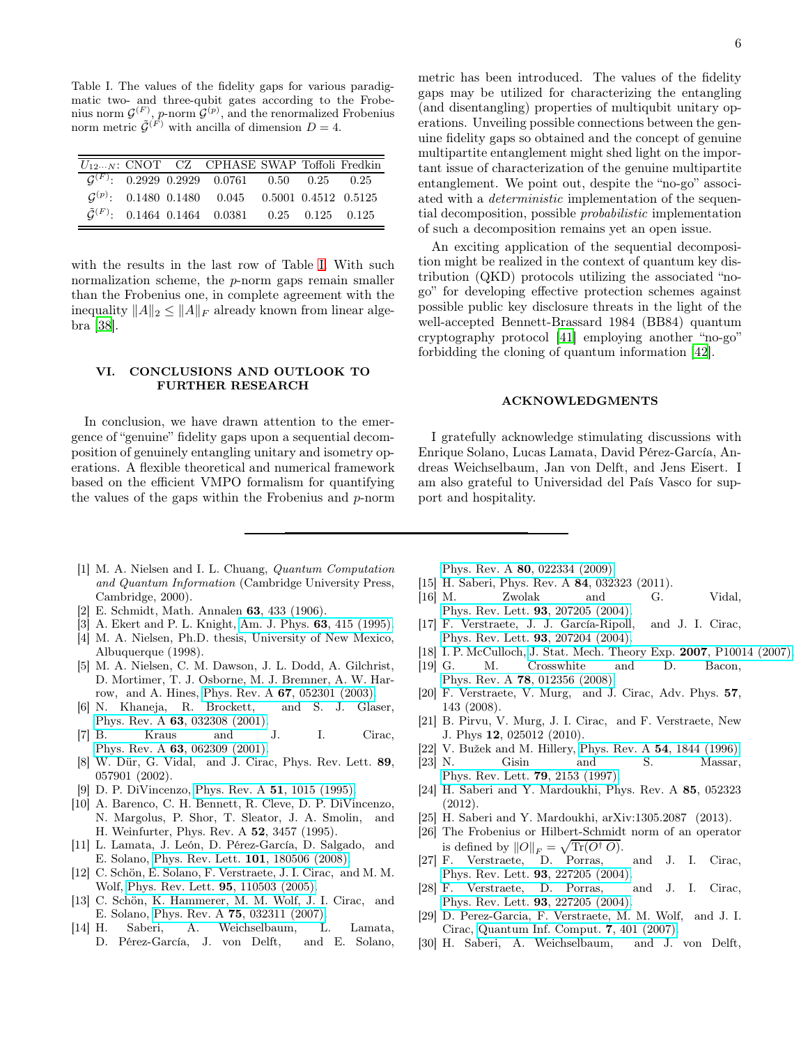Table I. The values of the fidelity gaps for various paradigmatic two- and three-qubit gates according to the Frobenius norm $\mathcal{G}^{(F)}$, $p$-norm $\mathcal{G}^{(p)}$, and the renormalized Frobenius norm metric $\tilde{\mathcal{G}}^{(F)}$ with ancilla of dimension $D = 4$.

| $U_{12\cdots N}$: | CNOT | CZ | CPHASE | SWAP | Toffoli | Fredkin |
|---|---|---|---|---|---|---|
| $\mathcal{G}^{(F)}$: | 0.2929 | 0.2929 | 0.0761 | 0.50 | 0.25 | 0.25 |
| $\mathcal{G}^{(p)}$: | 0.1480 | 0.1480 | 0.045 | 0.5001 | 0.4512 | 0.5125 |
| $\tilde{\mathcal{G}}^{(F)}$: | 0.1464 | 0.1464 | 0.0381 | 0.25 | 0.125 | 0.125 |

with the results in the last row of Table I. With such normalization scheme, the $p$-norm gaps remain smaller than the Frobenius one, in complete agreement with the inequality $\|A\|_2 \leq \|A\|_F$ already known from linear algebra [38].

## VI. CONCLUSIONS AND OUTLOOK TO FURTHER RESEARCH

In conclusion, we have drawn attention to the emergence of "genuine" fidelity gaps upon a sequential decomposition of genuinely entangling unitary and isometry operations. A flexible theoretical and numerical framework based on the efficient VMPO formalism for quantifying the values of the gaps within the Frobenius and $p$-norm metric has been introduced. The values of the fidelity gaps may be utilized for characterizing the entangling (and disentangling) properties of multiqubit unitary operations. Unveiling possible connections between the genuine fidelity gaps so obtained and the concept of genuine multipartite entanglement might shed light on the important issue of characterization of the genuine multipartite entanglement. We point out, despite the "no-go" associated with a *deterministic* implementation of the sequential decomposition, possible *probabilistic* implementation of such a decomposition remains yet an open issue.

An exciting application of the sequential decomposition might be realized in the context of quantum key distribution (QKD) protocols utilizing the associated "no-go" for developing effective protection schemes against possible public key disclosure threats in the light of the well-accepted Bennett-Brassard 1984 (BB84) quantum cryptography protocol [41] employing another "no-go" forbidding the cloning of quantum information [42].

## ACKNOWLEDGMENTS

I gratefully acknowledge stimulating discussions with Enrique Solano, Lucas Lamata, David Pérez-García, Andreas Weichselbaum, Jan von Delft, and Jens Eisert. I am also grateful to Universidad del País Vasco for support and hospitality.

---

[1] M. A. Nielsen and I. L. Chuang, *Quantum Computation and Quantum Information* (Cambridge University Press, Cambridge, 2000).
[2] E. Schmidt, Math. Annalen **63**, 433 (1906).
[3] A. Ekert and P. L. Knight, Am. J. Phys. **63**, 415 (1995).
[4] M. A. Nielsen, Ph.D. thesis, University of New Mexico, Albuquerque (1998).
[5] M. A. Nielsen, C. M. Dawson, J. L. Dodd, A. Gilchrist, D. Mortimer, T. J. Osborne, M. J. Bremner, A. W. Harrow, and A. Hines, Phys. Rev. A **67**, 052301 (2003).
[6] N. Khaneja, R. Brockett, and S. J. Glaser, Phys. Rev. A **63**, 032308 (2001).
[7] B. Kraus and J. I. Cirac, Phys. Rev. A **63**, 062309 (2001).
[8] W. Dür, G. Vidal, and J. Cirac, Phys. Rev. Lett. **89**, 057901 (2002).
[9] D. P. DiVincenzo, Phys. Rev. A **51**, 1015 (1995).
[10] A. Barenco, C. H. Bennett, R. Cleve, D. P. DiVincenzo, N. Margolus, P. Shor, T. Sleator, J. A. Smolin, and H. Weinfurter, Phys. Rev. A **52**, 3457 (1995).
[11] L. Lamata, J. León, D. Pérez-García, D. Salgado, and E. Solano, Phys. Rev. Lett. **101**, 180506 (2008).
[12] C. Schön, E. Solano, F. Verstraete, J. I. Cirac, and M. M. Wolf, Phys. Rev. Lett. **95**, 110503 (2005).
[13] C. Schön, K. Hammerer, M. M. Wolf, J. I. Cirac, and E. Solano, Phys. Rev. A **75**, 032311 (2007).
[14] H. Saberi, A. Weichselbaum, L. Lamata, D. Pérez-García, J. von Delft, and E. Solano, Phys. Rev. A **80**, 022334 (2009).
[15] H. Saberi, Phys. Rev. A **84**, 032323 (2011).
[16] M. Zwolak and G. Vidal, Phys. Rev. Lett. **93**, 207205 (2004).
[17] F. Verstraete, J. J. García-Ripoll, and J. I. Cirac, Phys. Rev. Lett. **93**, 207204 (2004).
[18] I. P. McCulloch, J. Stat. Mech. Theory Exp. **2007**, P10014 (2007).
[19] G. M. Crosswhite and D. Bacon, Phys. Rev. A **78**, 012356 (2008).
[20] F. Verstraete, V. Murg, and J. Cirac, Adv. Phys. **57**, 143 (2008).
[21] B. Pirvu, V. Murg, J. I. Cirac, and F. Verstraete, New J. Phys **12**, 025012 (2010).
[22] V. Bužek and M. Hillery, Phys. Rev. A **54**, 1844 (1996).
[23] N. Gisin and S. Massar, Phys. Rev. Lett. **79**, 2153 (1997).
[24] H. Saberi and Y. Mardoukhi, Phys. Rev. A **85**, 052323 (2012).
[25] H. Saberi and Y. Mardoukhi, arXiv:1305.2087 (2013).
[26] The Frobenius or Hilbert-Schmidt norm of an operator is defined by $\|O\|_F = \sqrt{\mathrm{Tr}(O^\dagger O)}$.
[27] F. Verstraete, D. Porras, and J. I. Cirac, Phys. Rev. Lett. **93**, 227205 (2004).
[28] F. Verstraete, D. Porras, and J. I. Cirac, Phys. Rev. Lett. **93**, 227205 (2004).
[29] D. Perez-Garcia, F. Verstraete, M. M. Wolf, and J. I. Cirac, Quantum Inf. Comput. **7**, 401 (2007).
[30] H. Saberi, A. Weichselbaum, and J. von Delft,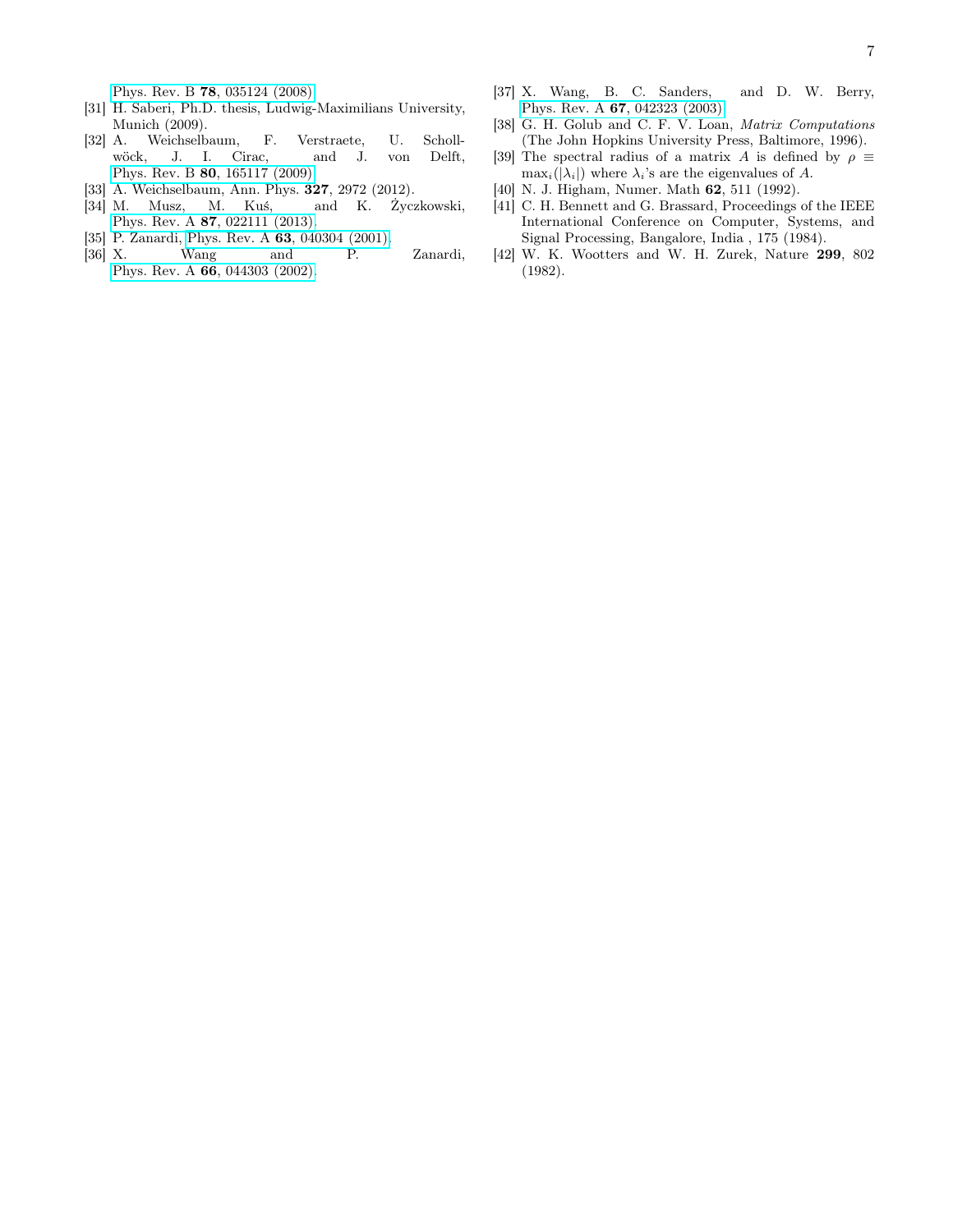Phys. Rev. B **78**, 035124 (2008).

[31] H. Saberi, Ph.D. thesis, Ludwig-Maximilians University, Munich (2009).

[32] A. Weichselbaum, F. Verstraete, U. Schollwöck, J. I. Cirac, and J. von Delft, Phys. Rev. B **80**, 165117 (2009).

[33] A. Weichselbaum, Ann. Phys. **327**, 2972 (2012).

[34] M. Musz, M. Kuś, and K. Życzkowski, Phys. Rev. A **87**, 022111 (2013).

[35] P. Zanardi, Phys. Rev. A **63**, 040304 (2001).

[36] X. Wang and P. Zanardi, Phys. Rev. A **66**, 044303 (2002).

[37] X. Wang, B. C. Sanders, and D. W. Berry, Phys. Rev. A **67**, 042323 (2003).

[38] G. H. Golub and C. F. V. Loan, *Matrix Computations* (The John Hopkins University Press, Baltimore, 1996).

[39] The spectral radius of a matrix $A$ is defined by $\rho \equiv \max_i(|\lambda_i|)$ where $\lambda_i$'s are the eigenvalues of $A$.

[40] N. J. Higham, Numer. Math **62**, 511 (1992).

[41] C. H. Bennett and G. Brassard, Proceedings of the IEEE International Conference on Computer, Systems, and Signal Processing, Bangalore, India , 175 (1984).

[42] W. K. Wootters and W. H. Zurek, Nature **299**, 802 (1982).